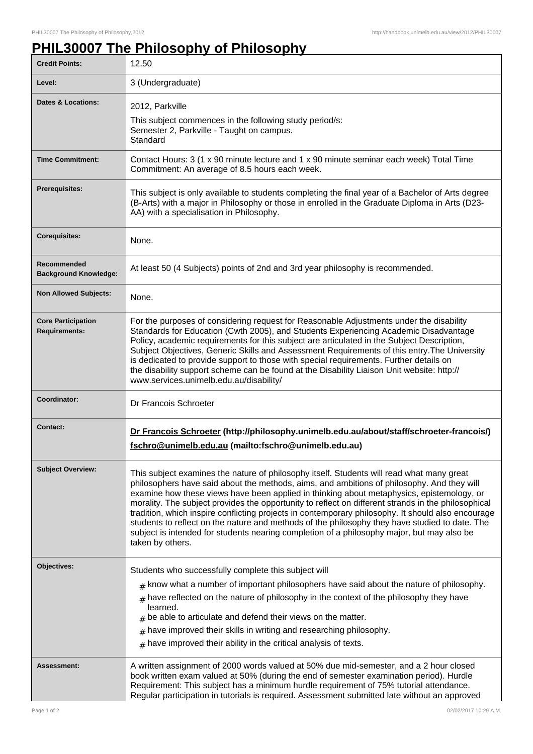# PHIL30007 The Philosophy of Philosophy

| | |
|---|---|
| **Credit Points:** | 12.50 |
| **Level:** | 3 (Undergraduate) |
| **Dates & Locations:** | 2012, Parkville<br>This subject commences in the following study period/s:<br>Semester 2, Parkville - Taught on campus.<br>Standard |
| **Time Commitment:** | Contact Hours: 3 (1 x 90 minute lecture and 1 x 90 minute seminar each week) Total Time Commitment: An average of 8.5 hours each week. |
| **Prerequisites:** | This subject is only available to students completing the final year of a Bachelor of Arts degree (B-Arts) with a major in Philosophy or those in enrolled in the Graduate Diploma in Arts (D23-AA) with a specialisation in Philosophy. |
| **Corequisites:** | None. |
| **Recommended Background Knowledge:** | At least 50 (4 Subjects) points of 2nd and 3rd year philosophy is recommended. |
| **Non Allowed Subjects:** | None. |
| **Core Participation Requirements:** | For the purposes of considering request for Reasonable Adjustments under the disability Standards for Education (Cwth 2005), and Students Experiencing Academic Disadvantage Policy, academic requirements for this subject are articulated in the Subject Description, Subject Objectives, Generic Skills and Assessment Requirements of this entry.The University is dedicated to provide support to those with special requirements. Further details on the disability support scheme can be found at the Disability Liaison Unit website: http://www.services.unimelb.edu.au/disability/ |
| **Coordinator:** | Dr Francois Schroeter |
| **Contact:** | **Dr Francois Schroeter (http://philosophy.unimelb.edu.au/about/staff/schroeter-francois/)**<br>**fschro@unimelb.edu.au (mailto:fschro@unimelb.edu.au)** |
| **Subject Overview:** | This subject examines the nature of philosophy itself. Students will read what many great philosophers have said about the methods, aims, and ambitions of philosophy. And they will examine how these views have been applied in thinking about metaphysics, epistemology, or morality. The subject provides the opportunity to reflect on different strands in the philosophical tradition, which inspire conflicting projects in contemporary philosophy. It should also encourage students to reflect on the nature and methods of the philosophy they have studied to date. The subject is intended for students nearing completion of a philosophy major, but may also be taken by others. |
| **Objectives:** | Students who successfully complete this subject will<br># know what a number of important philosophers have said about the nature of philosophy.<br># have reflected on the nature of philosophy in the context of the philosophy they have learned.<br># be able to articulate and defend their views on the matter.<br># have improved their skills in writing and researching philosophy.<br># have improved their ability in the critical analysis of texts. |
| **Assessment:** | A written assignment of 2000 words valued at 50% due mid-semester, and a 2 hour closed book written exam valued at 50% (during the end of semester examination period). Hurdle Requirement: This subject has a minimum hurdle requirement of 75% tutorial attendance. Regular participation in tutorials is required. Assessment submitted late without an approved |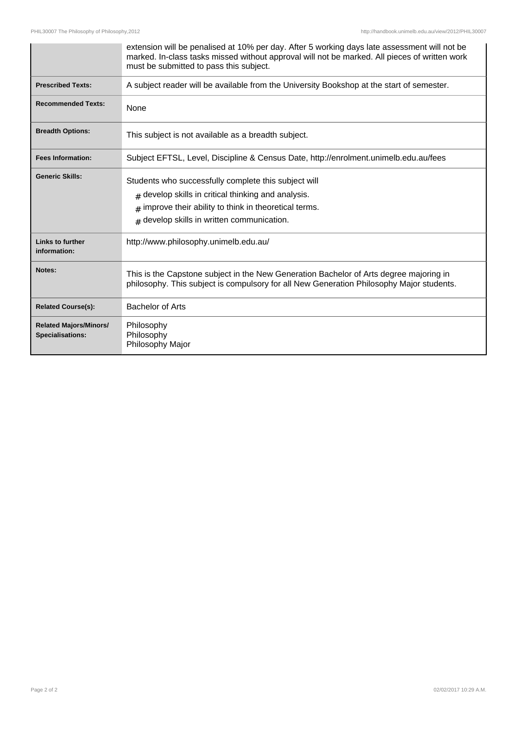| | |
|---|---|
| | extension will be penalised at 10% per day. After 5 working days late assessment will not be marked. In-class tasks missed without approval will not be marked. All pieces of written work must be submitted to pass this subject. |
| **Prescribed Texts:** | A subject reader will be available from the University Bookshop at the start of semester. |
| **Recommended Texts:** | None |
| **Breadth Options:** | This subject is not available as a breadth subject. |
| **Fees Information:** | Subject EFTSL, Level, Discipline & Census Date, http://enrolment.unimelb.edu.au/fees |
| **Generic Skills:** | Students who successfully complete this subject will<br># develop skills in critical thinking and analysis.<br># improve their ability to think in theoretical terms.<br># develop skills in written communication. |
| **Links to further information:** | http://www.philosophy.unimelb.edu.au/ |
| **Notes:** | This is the Capstone subject in the New Generation Bachelor of Arts degree majoring in philosophy. This subject is compulsory for all New Generation Philosophy Major students. |
| **Related Course(s):** | Bachelor of Arts |
| **Related Majors/Minors/ Specialisations:** | Philosophy<br>Philosophy<br>Philosophy Major |